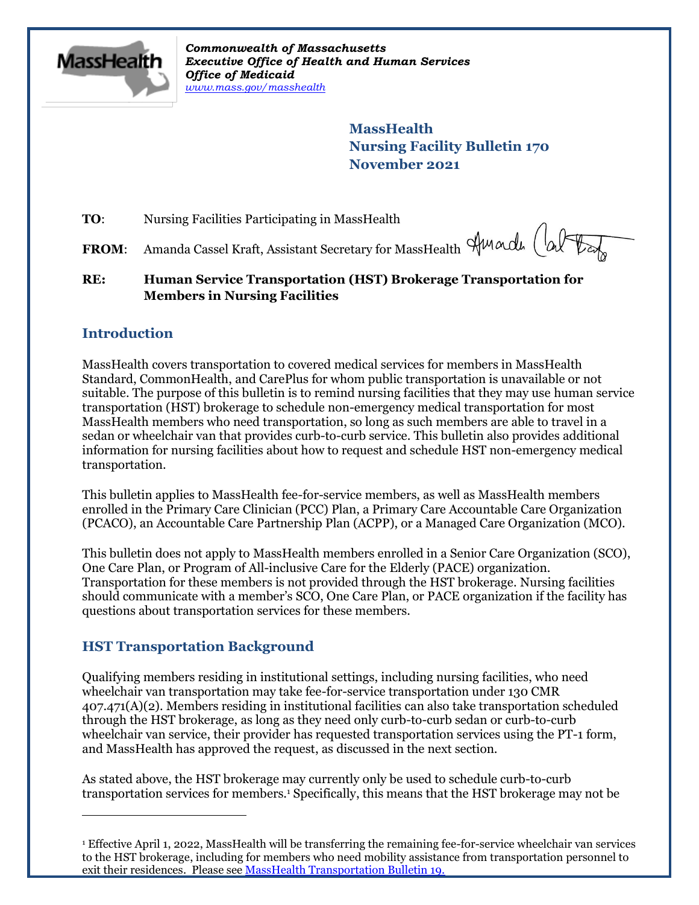*Commonwealth of Massachusetts*
***Executive Office of Health and Human Services***
***Office of Medicaid***
*www.mass.gov/masshealth*

**MassHealth**
**Nursing Facility Bulletin 170**
**November 2021**

**TO**: Nursing Facilities Participating in MassHealth

**FROM**: Amanda Cassel Kraft, Assistant Secretary for MassHealth

**RE: Human Service Transportation (HST) Brokerage Transportation for Members in Nursing Facilities**

## Introduction

MassHealth covers transportation to covered medical services for members in MassHealth Standard, CommonHealth, and CarePlus for whom public transportation is unavailable or not suitable. The purpose of this bulletin is to remind nursing facilities that they may use human service transportation (HST) brokerage to schedule non-emergency medical transportation for most MassHealth members who need transportation, so long as such members are able to travel in a sedan or wheelchair van that provides curb-to-curb service. This bulletin also provides additional information for nursing facilities about how to request and schedule HST non-emergency medical transportation.

This bulletin applies to MassHealth fee-for-service members, as well as MassHealth members enrolled in the Primary Care Clinician (PCC) Plan, a Primary Care Accountable Care Organization (PCACO), an Accountable Care Partnership Plan (ACPP), or a Managed Care Organization (MCO).

This bulletin does not apply to MassHealth members enrolled in a Senior Care Organization (SCO), One Care Plan, or Program of All-inclusive Care for the Elderly (PACE) organization. Transportation for these members is not provided through the HST brokerage. Nursing facilities should communicate with a member's SCO, One Care Plan, or PACE organization if the facility has questions about transportation services for these members.

## HST Transportation Background

Qualifying members residing in institutional settings, including nursing facilities, who need wheelchair van transportation may take fee-for-service transportation under 130 CMR 407.471(A)(2). Members residing in institutional facilities can also take transportation scheduled through the HST brokerage, as long as they need only curb-to-curb sedan or curb-to-curb wheelchair van service, their provider has requested transportation services using the PT-1 form, and MassHealth has approved the request, as discussed in the next section.

As stated above, the HST brokerage may currently only be used to schedule curb-to-curb transportation services for members.[1] Specifically, this means that the HST brokerage may not be

[1] Effective April 1, 2022, MassHealth will be transferring the remaining fee-for-service wheelchair van services to the HST brokerage, including for members who need mobility assistance from transportation personnel to exit their residences. Please see MassHealth Transportation Bulletin 19.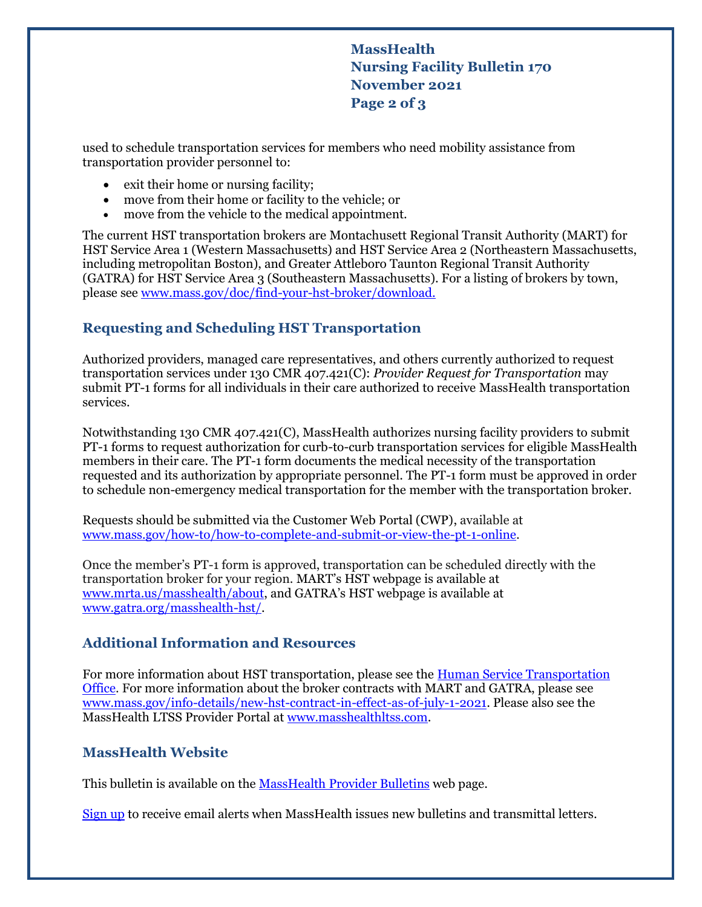used to schedule transportation services for members who need mobility assistance from transportation provider personnel to:

- exit their home or nursing facility;
- move from their home or facility to the vehicle; or
- move from the vehicle to the medical appointment.

The current HST transportation brokers are Montachusett Regional Transit Authority (MART) for HST Service Area 1 (Western Massachusetts) and HST Service Area 2 (Northeastern Massachusetts, including metropolitan Boston), and Greater Attleboro Taunton Regional Transit Authority (GATRA) for HST Service Area 3 (Southeastern Massachusetts). For a listing of brokers by town, please see www.mass.gov/doc/find-your-hst-broker/download.

## Requesting and Scheduling HST Transportation

Authorized providers, managed care representatives, and others currently authorized to request transportation services under 130 CMR 407.421(C): *Provider Request for Transportation* may submit PT-1 forms for all individuals in their care authorized to receive MassHealth transportation services.

Notwithstanding 130 CMR 407.421(C), MassHealth authorizes nursing facility providers to submit PT-1 forms to request authorization for curb-to-curb transportation services for eligible MassHealth members in their care. The PT-1 form documents the medical necessity of the transportation requested and its authorization by appropriate personnel. The PT-1 form must be approved in order to schedule non-emergency medical transportation for the member with the transportation broker.

Requests should be submitted via the Customer Web Portal (CWP), available at www.mass.gov/how-to/how-to-complete-and-submit-or-view-the-pt-1-online.

Once the member's PT-1 form is approved, transportation can be scheduled directly with the transportation broker for your region. MART's HST webpage is available at www.mrta.us/masshealth/about, and GATRA's HST webpage is available at www.gatra.org/masshealth-hst/.

## Additional Information and Resources

For more information about HST transportation, please see the Human Service Transportation Office. For more information about the broker contracts with MART and GATRA, please see www.mass.gov/info-details/new-hst-contract-in-effect-as-of-july-1-2021. Please also see the MassHealth LTSS Provider Portal at www.masshealthltss.com.

## MassHealth Website

This bulletin is available on the MassHealth Provider Bulletins web page.

Sign up to receive email alerts when MassHealth issues new bulletins and transmittal letters.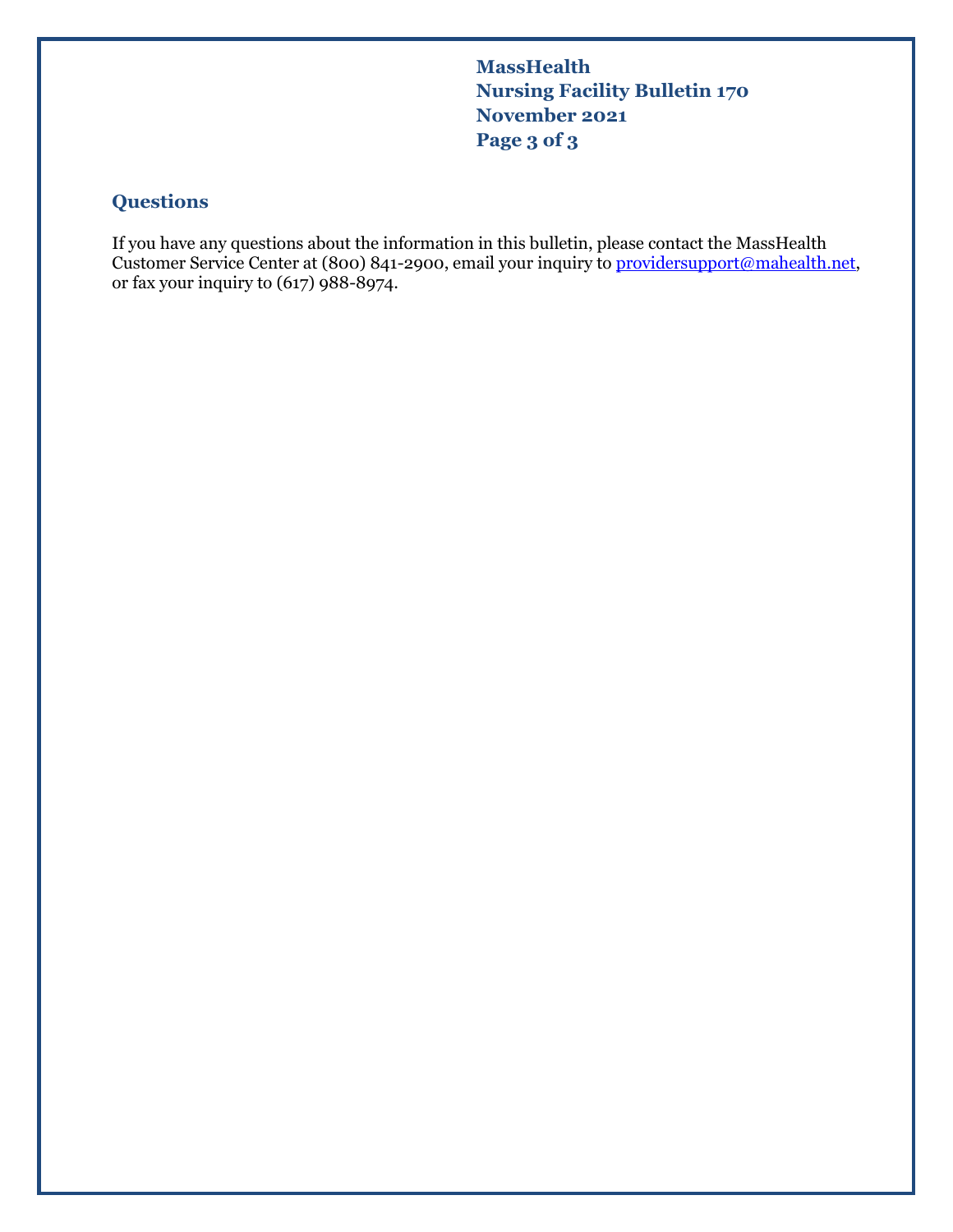## Questions

If you have any questions about the information in this bulletin, please contact the MassHealth Customer Service Center at (800) 841-2900, email your inquiry to providersupport@mahealth.net, or fax your inquiry to (617) 988-8974.